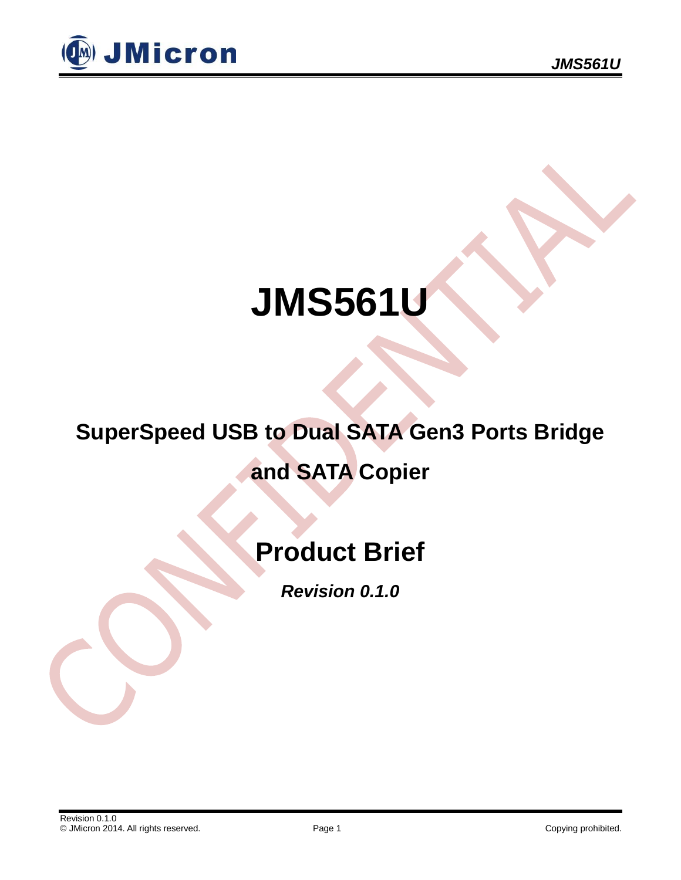# JMS561U

## SuperSpeed USB to Dual SATA Gen3 Ports Bridge and SATA Copier

## Product Brief

***Revision 0.1.0***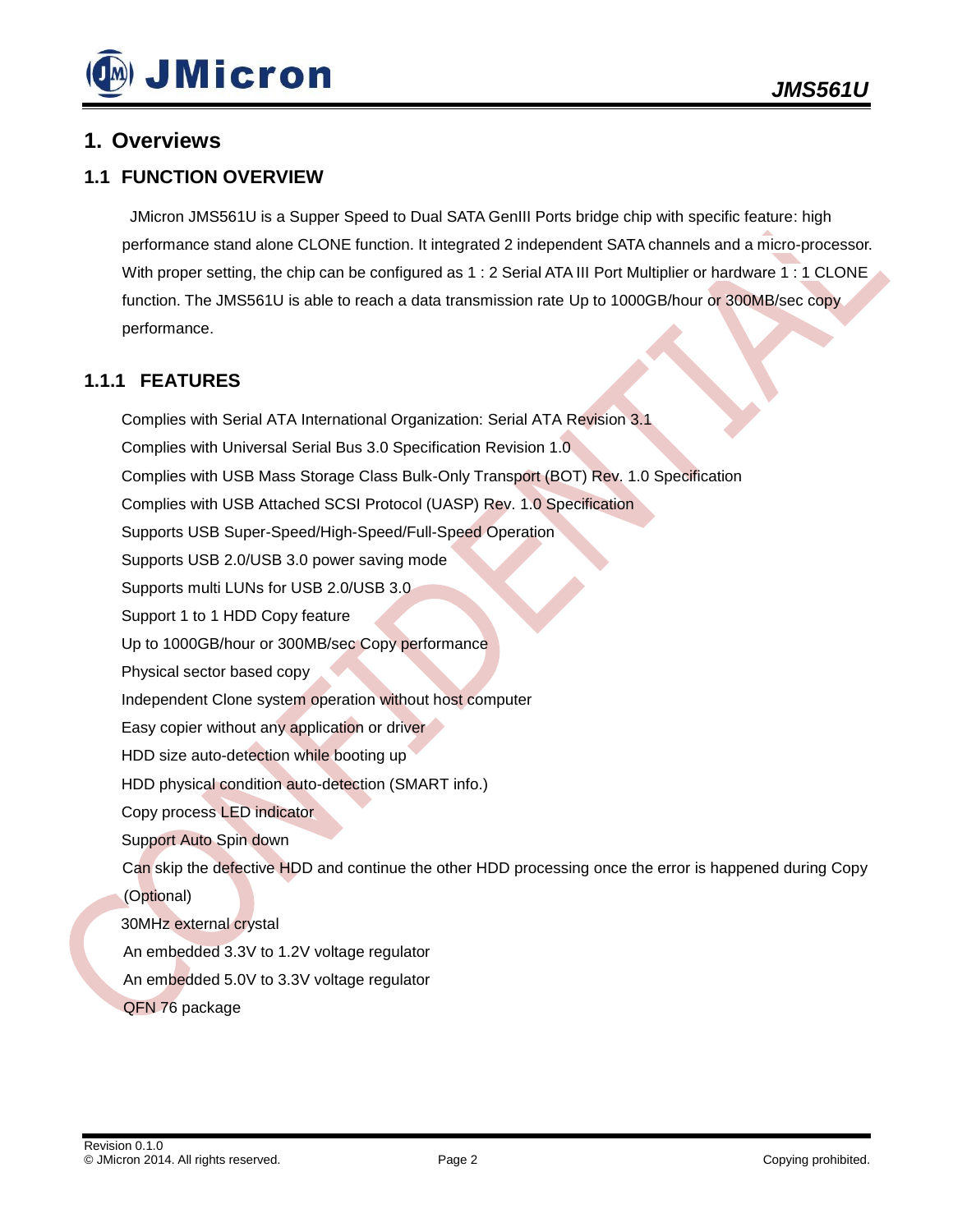# 1. Overviews

## 1.1 FUNCTION OVERVIEW

JMicron JMS561U is a Supper Speed to Dual SATA GenIII Ports bridge chip with specific feature: high performance stand alone CLONE function. It integrated 2 independent SATA channels and a micro-processor. With proper setting, the chip can be configured as 1 : 2 Serial ATA III Port Multiplier or hardware 1 : 1 CLONE function. The JMS561U is able to reach a data transmission rate Up to 1000GB/hour or 300MB/sec copy performance.

### 1.1.1 FEATURES

- Complies with Serial ATA International Organization: Serial ATA Revision 3.1
- Complies with Universal Serial Bus 3.0 Specification Revision 1.0
- Complies with USB Mass Storage Class Bulk-Only Transport (BOT) Rev. 1.0 Specification
- Complies with USB Attached SCSI Protocol (UASP) Rev. 1.0 Specification
- Supports USB Super-Speed/High-Speed/Full-Speed Operation
- Supports USB 2.0/USB 3.0 power saving mode
- Supports multi LUNs for USB 2.0/USB 3.0
- Support 1 to 1 HDD Copy feature
- Up to 1000GB/hour or 300MB/sec Copy performance
- Physical sector based copy
- Independent Clone system operation without host computer
- Easy copier without any application or driver
- HDD size auto-detection while booting up
- HDD physical condition auto-detection (SMART info.)
- Copy process LED indicator
- Support Auto Spin down
- Can skip the defective HDD and continue the other HDD processing once the error is happened during Copy (Optional)
- 30MHz external crystal
- An embedded 3.3V to 1.2V voltage regulator
- An embedded 5.0V to 3.3V voltage regulator
- QFN 76 package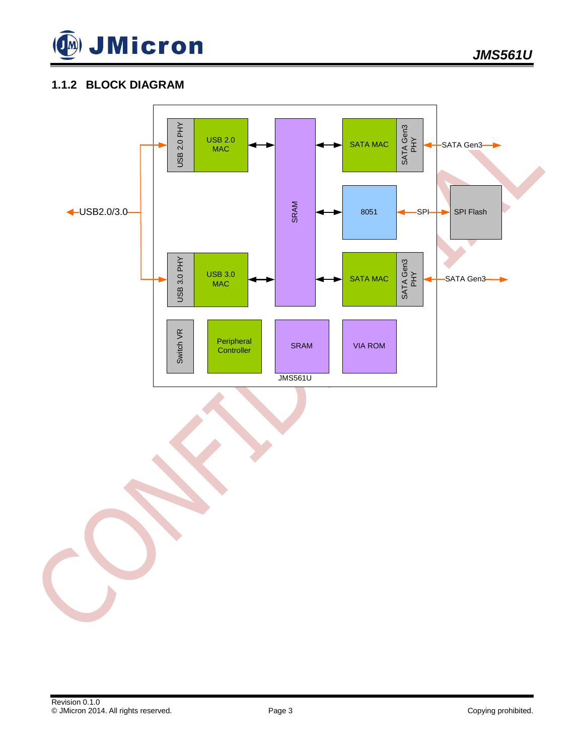### 1.1.2 BLOCK DIAGRAM

USB2.0/3.0

USB 2.0 PHY | USB 2.0 MAC

USB 3.0 PHY | USB 3.0 MAC

SRAM

SATA MAC | SATA Gen3 PHY — SATA Gen3

8051 — SPI — SPI Flash

SATA MAC | SATA Gen3 PHY — SATA Gen3

Switch VR

Peripheral Controller

SRAM

VIA ROM

JMS561U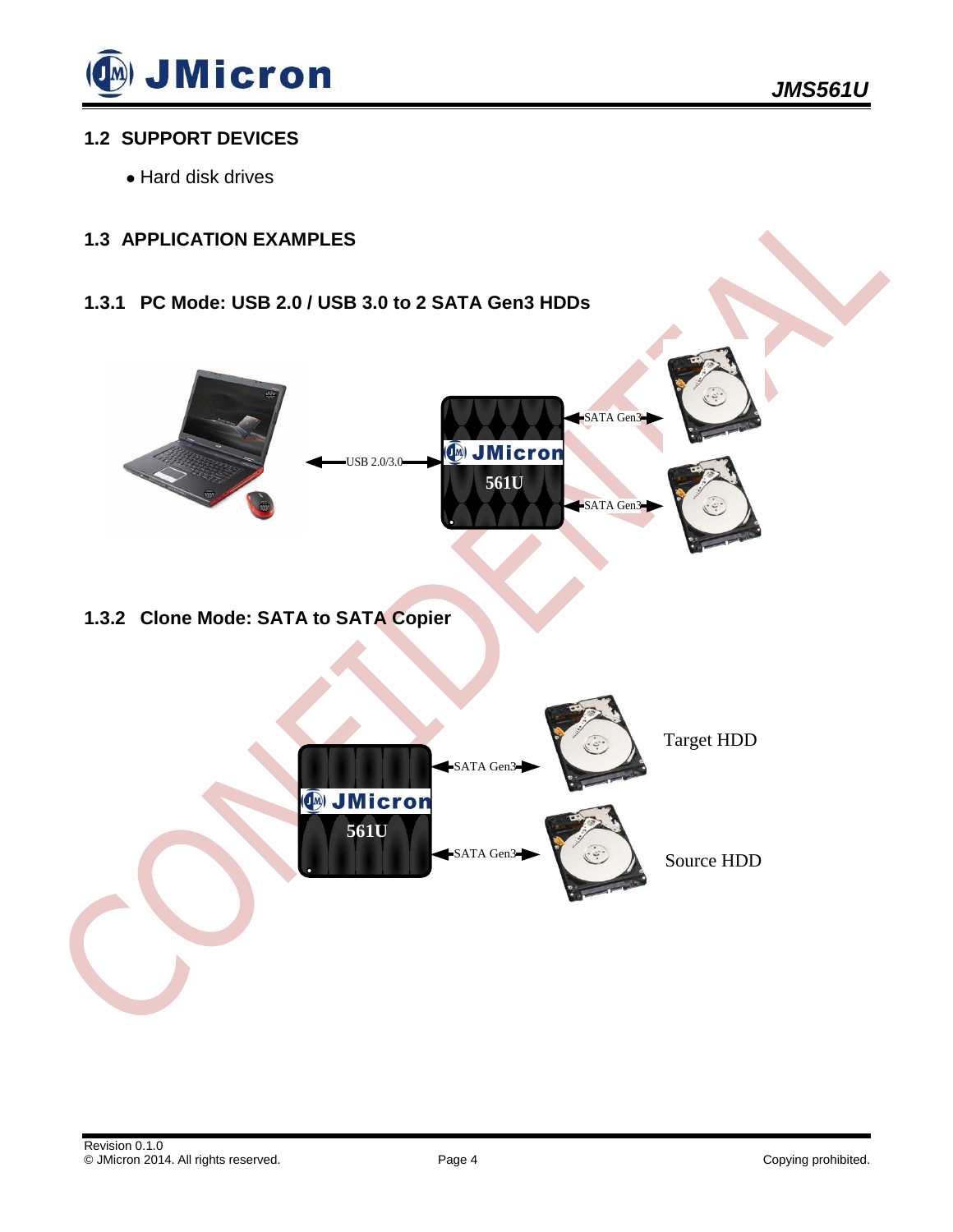## 1.2 SUPPORT DEVICES

- Hard disk drives

## 1.3 APPLICATION EXAMPLES

### 1.3.1 PC Mode: USB 2.0 / USB 3.0 to 2 SATA Gen3 HDDs

USB 2.0/3.0

JMicron 561U

SATA Gen3

SATA Gen3

### 1.3.2 Clone Mode: SATA to SATA Copier

JMicron 561U

SATA Gen3

SATA Gen3

Target HDD

Source HDD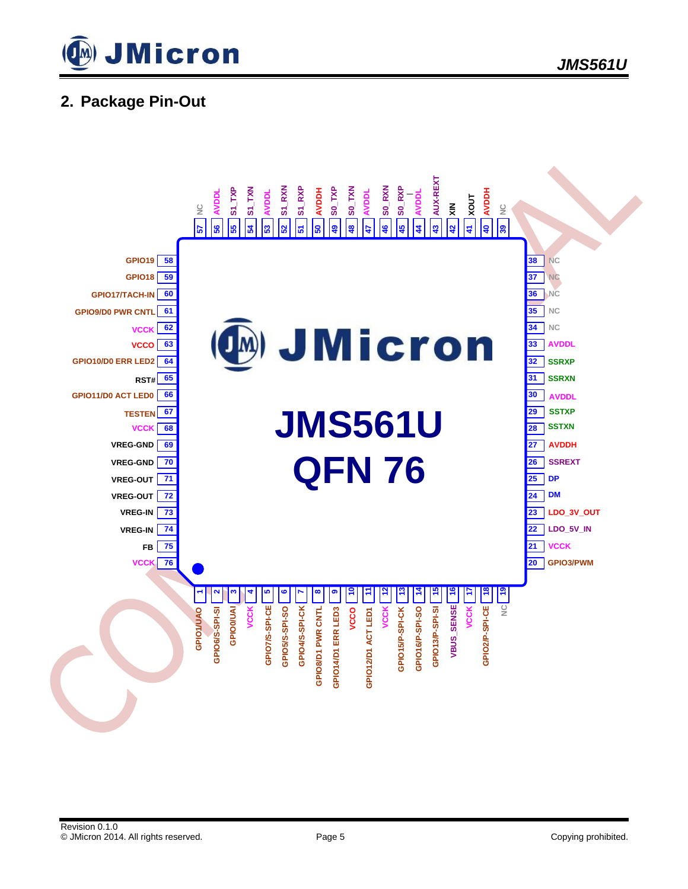## 2. Package Pin-Out

JMicron

JMS561U

QFN 76

57 NC
56 AVDDL
55 S1_TXP
54 S1_TXN
53 AVDDL
52 S1_RXN
51 S1_RXP
50 AVDDH
49 S0_TXP
48 S0_TXN
47 AVDDL
46 S0_RXN
45 S0_RXP
44 AVDDL
43 AUX-REXT
42 XIN
41 XOUT
40 AVDDH
39 NC

58 GPIO19
59 GPIO18
60 GPIO17/TACH-IN
61 GPIO9/D0 PWR CNTL
62 VCCK
63 VCCO
64 GPIO10/D0 ERR LED2
65 RST#
66 GPIO11/D0 ACT LED0
67 TESTEN
68 VCCK
69 VREG-GND
70 VREG-GND
71 VREG-OUT
72 VREG-OUT
73 VREG-IN
74 VREG-IN
75 FB
76 VCCK

38 NC
37 NC
36 NC
35 NC
34 NC
33 AVDDL
32 SSRXP
31 SSRXN
30 AVDDL
29 SSTXP
28 SSTXN
27 AVDDH
26 SSREXT
25 DP
24 DM
23 LDO_3V_OUT
22 LDO_5V_IN
21 VCCK
20 GPIO3/PWM

1 GPIO1/UAO
2 GPIO6/S-SPI-SI
3 GPIO0/UAI
4 VCCK
5 GPIO7/S-SPI-CE
6 GPIO5/S-SPI-SO
7 GPIO4/S-SPI-CK
8 GPIO8/D1 PWR CNTL
9 GPIO14/D1 ERR LED3
10 VCCO
11 GPIO12/D1 ACT LED1
12 VCCK
13 GPIO15/P-SPI-CK
14 GPIO16/P-SPI-SO
15 GPIO13/P-SPI-SI
16 VBUS_SENSE
17 VCCK
18 GPIO2/P-SPI-CE
19 NC

Revision 0.1.0
© JMicron 2014. All rights reserved.
Copying prohibited.